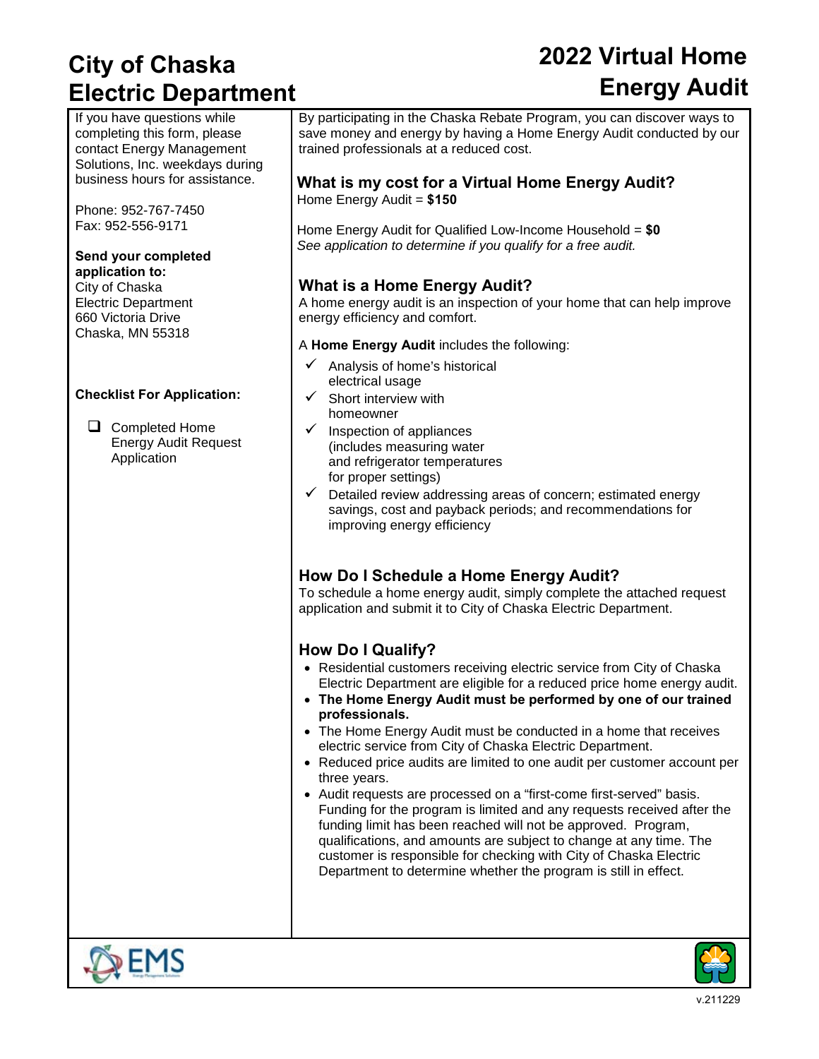# City of Chaska Electric Department

# 2022 Virtual Home Energy Audit

If you have questions while completing this form, please contact Energy Management Solutions, Inc. weekdays during business hours for assistance.

Phone: 952-767-7450
Fax: 952-556-9171

**Send your completed application to:**
City of Chaska
Electric Department
660 Victoria Drive
Chaska, MN 55318

**Checklist For Application:**

- ☐ Completed Home Energy Audit Request Application

By participating in the Chaska Rebate Program, you can discover ways to save money and energy by having a Home Energy Audit conducted by our trained professionals at a reduced cost.

## What is my cost for a Virtual Home Energy Audit?

Home Energy Audit = **$150**

Home Energy Audit for Qualified Low-Income Household = **$0**
*See application to determine if you qualify for a free audit.*

## What is a Home Energy Audit?

A home energy audit is an inspection of your home that can help improve energy efficiency and comfort.

A **Home Energy Audit** includes the following:

- ✓ Analysis of home's historical electrical usage
- ✓ Short interview with homeowner
- ✓ Inspection of appliances (includes measuring water and refrigerator temperatures for proper settings)
- ✓ Detailed review addressing areas of concern; estimated energy savings, cost and payback periods; and recommendations for improving energy efficiency

## How Do I Schedule a Home Energy Audit?

To schedule a home energy audit, simply complete the attached request application and submit it to City of Chaska Electric Department.

## How Do I Qualify?

- Residential customers receiving electric service from City of Chaska Electric Department are eligible for a reduced price home energy audit.
- **The Home Energy Audit must be performed by one of our trained professionals.**
- The Home Energy Audit must be conducted in a home that receives electric service from City of Chaska Electric Department.
- Reduced price audits are limited to one audit per customer account per three years.
- Audit requests are processed on a "first-come first-served" basis. Funding for the program is limited and any requests received after the funding limit has been reached will not be approved. Program, qualifications, and amounts are subject to change at any time. The customer is responsible for checking with City of Chaska Electric Department to determine whether the program is still in effect.

v.211229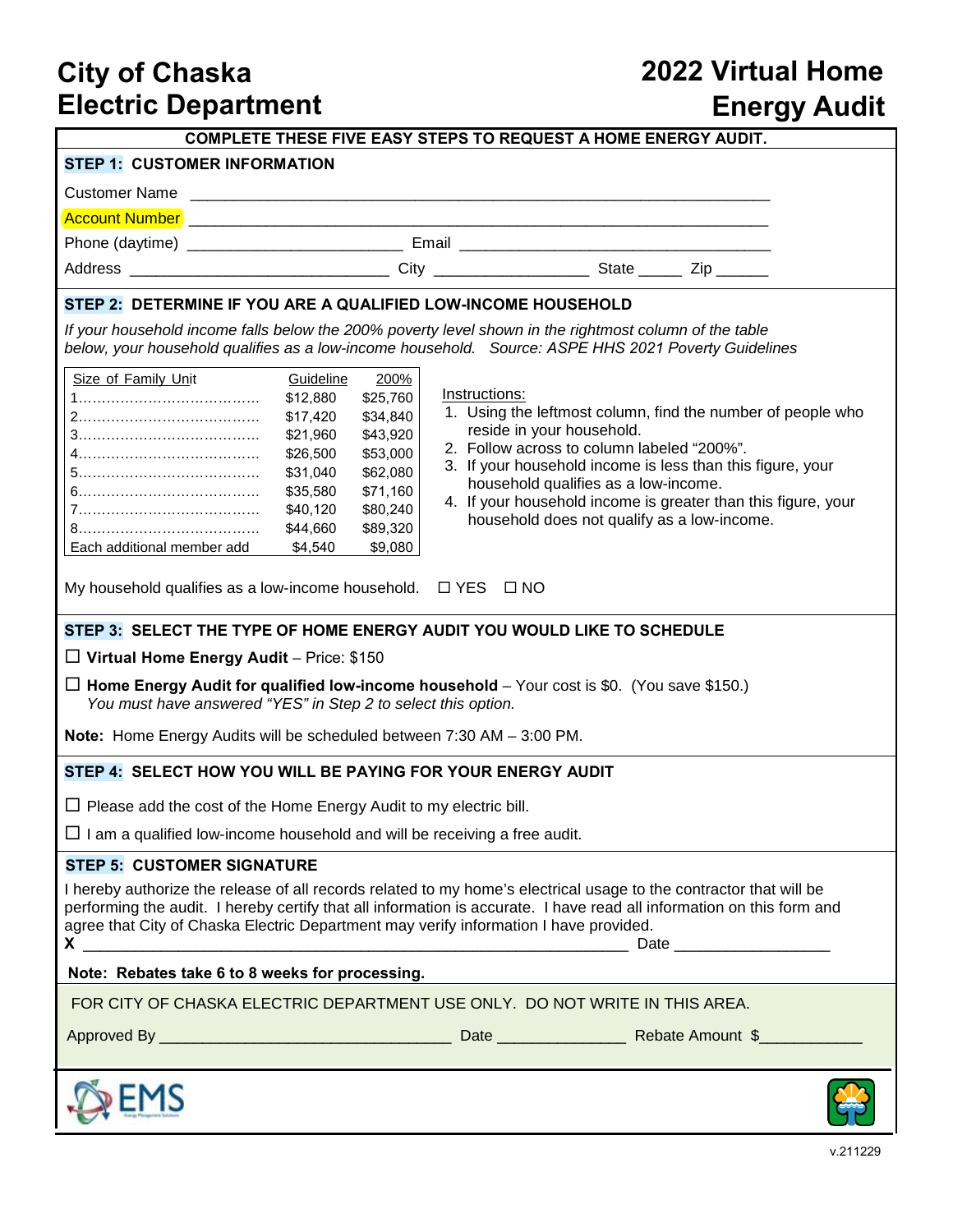# City of Chaska Electric Department

# 2022 Virtual Home Energy Audit

**COMPLETE THESE FIVE EASY STEPS TO REQUEST A HOME ENERGY AUDIT.**

## STEP 1: CUSTOMER INFORMATION

Customer Name ____________________________________________________________

Account Number ____________________________________________________________

Phone (daytime) ________________________ Email __________________________________

Address ____________________________ City _________________ State _____ Zip ______

## STEP 2: DETERMINE IF YOU ARE A QUALIFIED LOW-INCOME HOUSEHOLD

*If your household income falls below the 200% poverty level shown in the rightmost column of the table below, your household qualifies as a low-income household. Source: ASPE HHS 2021 Poverty Guidelines*

| Size of Family Unit | Guideline | 200% |
|---|---|---|
| 1 | $12,880 | $25,760 |
| 2 | $17,420 | $34,840 |
| 3 | $21,960 | $43,920 |
| 4 | $26,500 | $53,000 |
| 5 | $31,040 | $62,080 |
| 6 | $35,580 | $71,160 |
| 7 | $40,120 | $80,240 |
| 8 | $44,660 | $89,320 |
| Each additional member add | $4,540 | $9,080 |

Instructions:

1. Using the leftmost column, find the number of people who reside in your household.
2. Follow across to column labeled "200%".
3. If your household income is less than this figure, your household qualifies as a low-income.
4. If your household income is greater than this figure, your household does not qualify as a low-income.

My household qualifies as a low-income household. ☐ YES ☐ NO

## STEP 3: SELECT THE TYPE OF HOME ENERGY AUDIT YOU WOULD LIKE TO SCHEDULE

☐ **Virtual Home Energy Audit** – Price: $150

☐ **Home Energy Audit for qualified low-income household** – Your cost is $0. (You save $150.)
*You must have answered "YES" in Step 2 to select this option.*

**Note:** Home Energy Audits will be scheduled between 7:30 AM – 3:00 PM.

## STEP 4: SELECT HOW YOU WILL BE PAYING FOR YOUR ENERGY AUDIT

☐ Please add the cost of the Home Energy Audit to my electric bill.

☐ I am a qualified low-income household and will be receiving a free audit.

## STEP 5: CUSTOMER SIGNATURE

I hereby authorize the release of all records related to my home's electrical usage to the contractor that will be performing the audit. I hereby certify that all information is accurate. I have read all information on this form and agree that City of Chaska Electric Department may verify information I have provided.

X _______________________________________________________________ Date _________________

**Note: Rebates take 6 to 8 weeks for processing.**

FOR CITY OF CHASKA ELECTRIC DEPARTMENT USE ONLY. DO NOT WRITE IN THIS AREA.

Approved By ________________________________ Date ______________ Rebate Amount $___________

EMS

v.211229